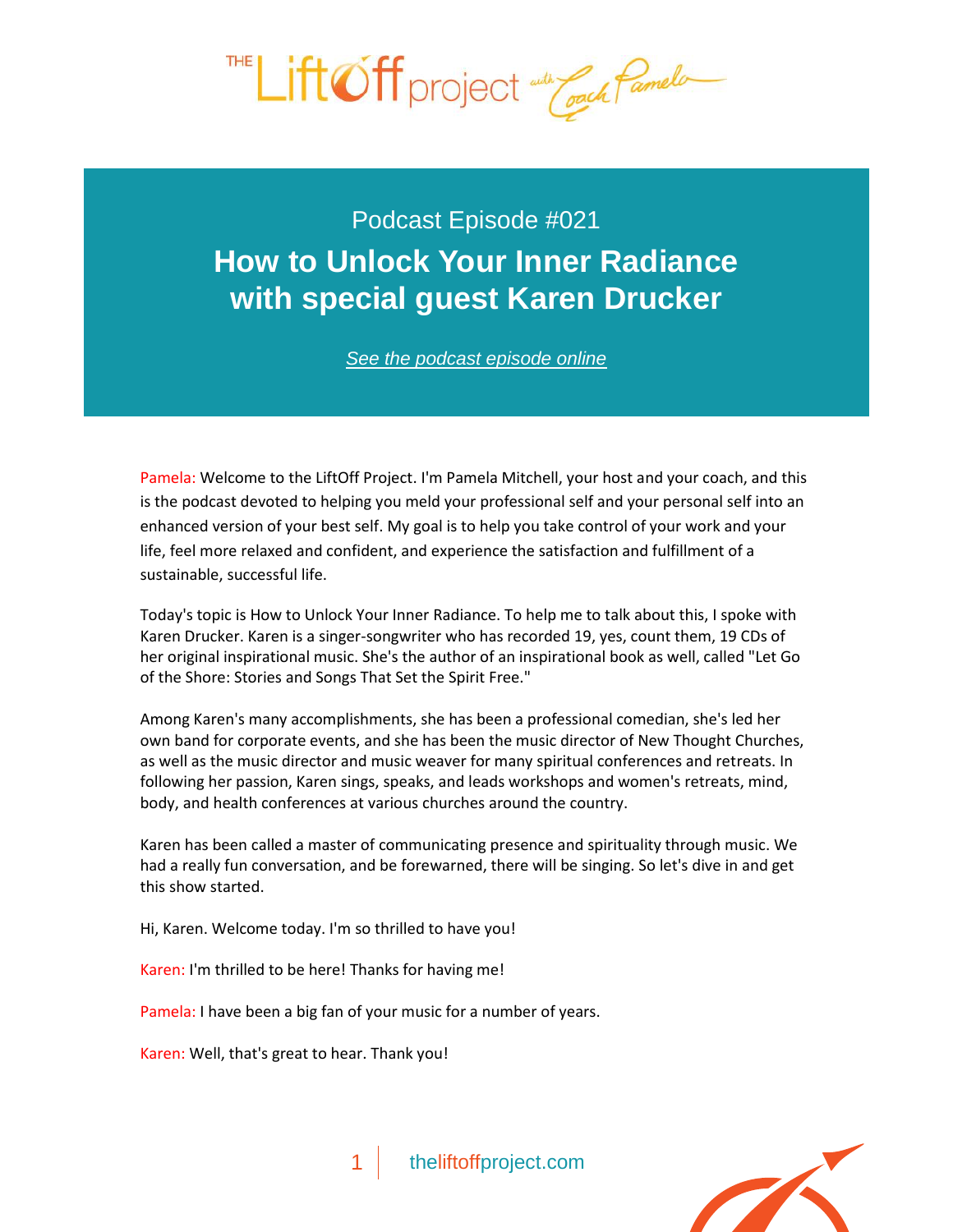# THE LiftOff project with Coach Pamela

Podcast Episode #021

## How to Unlock Your Inner Radiance with special guest Karen Drucker

*See the podcast episode online*

Pamela: Welcome to the LiftOff Project. I'm Pamela Mitchell, your host and your coach, and this is the podcast devoted to helping you meld your professional self and your personal self into an enhanced version of your best self. My goal is to help you take control of your work and your life, feel more relaxed and confident, and experience the satisfaction and fulfillment of a sustainable, successful life.

Today's topic is How to Unlock Your Inner Radiance. To help me to talk about this, I spoke with Karen Drucker. Karen is a singer-songwriter who has recorded 19, yes, count them, 19 CDs of her original inspirational music. She's the author of an inspirational book as well, called "Let Go of the Shore: Stories and Songs That Set the Spirit Free."

Among Karen's many accomplishments, she has been a professional comedian, she's led her own band for corporate events, and she has been the music director of New Thought Churches, as well as the music director and music weaver for many spiritual conferences and retreats. In following her passion, Karen sings, speaks, and leads workshops and women's retreats, mind, body, and health conferences at various churches around the country.

Karen has been called a master of communicating presence and spirituality through music. We had a really fun conversation, and be forewarned, there will be singing. So let's dive in and get this show started.

Hi, Karen. Welcome today. I'm so thrilled to have you!

Karen: I'm thrilled to be here! Thanks for having me!

Pamela: I have been a big fan of your music for a number of years.

Karen: Well, that's great to hear. Thank you!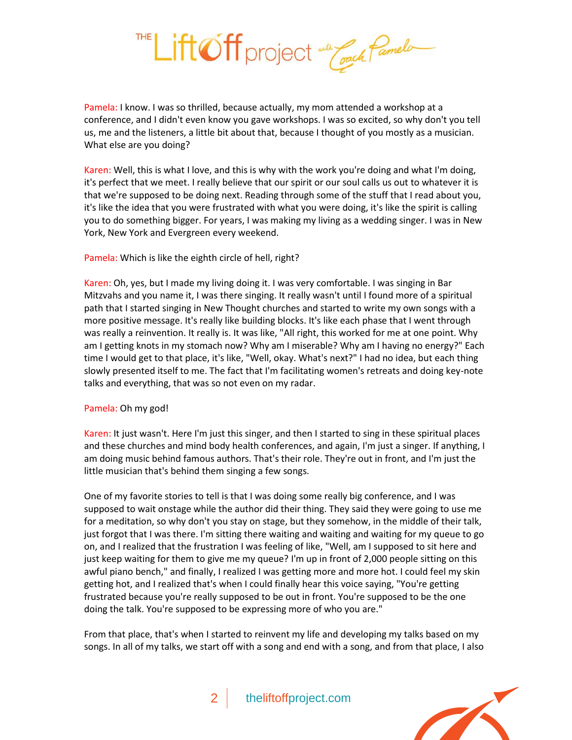Pamela: I know. I was so thrilled, because actually, my mom attended a workshop at a conference, and I didn't even know you gave workshops. I was so excited, so why don't you tell us, me and the listeners, a little bit about that, because I thought of you mostly as a musician. What else are you doing?

Karen: Well, this is what I love, and this is why with the work you're doing and what I'm doing, it's perfect that we meet. I really believe that our spirit or our soul calls us out to whatever it is that we're supposed to be doing next. Reading through some of the stuff that I read about you, it's like the idea that you were frustrated with what you were doing, it's like the spirit is calling you to do something bigger. For years, I was making my living as a wedding singer. I was in New York, New York and Evergreen every weekend.

Pamela: Which is like the eighth circle of hell, right?

Karen: Oh, yes, but I made my living doing it. I was very comfortable. I was singing in Bar Mitzvahs and you name it, I was there singing. It really wasn't until I found more of a spiritual path that I started singing in New Thought churches and started to write my own songs with a more positive message. It's really like building blocks. It's like each phase that I went through was really a reinvention. It really is. It was like, "All right, this worked for me at one point. Why am I getting knots in my stomach now? Why am I miserable? Why am I having no energy?" Each time I would get to that place, it's like, "Well, okay. What's next?" I had no idea, but each thing slowly presented itself to me. The fact that I'm facilitating women's retreats and doing key-note talks and everything, that was so not even on my radar.

Pamela: Oh my god!

Karen: It just wasn't. Here I'm just this singer, and then I started to sing in these spiritual places and these churches and mind body health conferences, and again, I'm just a singer. If anything, I am doing music behind famous authors. That's their role. They're out in front, and I'm just the little musician that's behind them singing a few songs.

One of my favorite stories to tell is that I was doing some really big conference, and I was supposed to wait onstage while the author did their thing. They said they were going to use me for a meditation, so why don't you stay on stage, but they somehow, in the middle of their talk, just forgot that I was there. I'm sitting there waiting and waiting and waiting for my queue to go on, and I realized that the frustration I was feeling of like, "Well, am I supposed to sit here and just keep waiting for them to give me my queue? I'm up in front of 2,000 people sitting on this awful piano bench," and finally, I realized I was getting more and more hot. I could feel my skin getting hot, and I realized that's when I could finally hear this voice saying, "You're getting frustrated because you're really supposed to be out in front. You're supposed to be the one doing the talk. You're supposed to be expressing more of who you are."

From that place, that's when I started to reinvent my life and developing my talks based on my songs. In all of my talks, we start off with a song and end with a song, and from that place, I also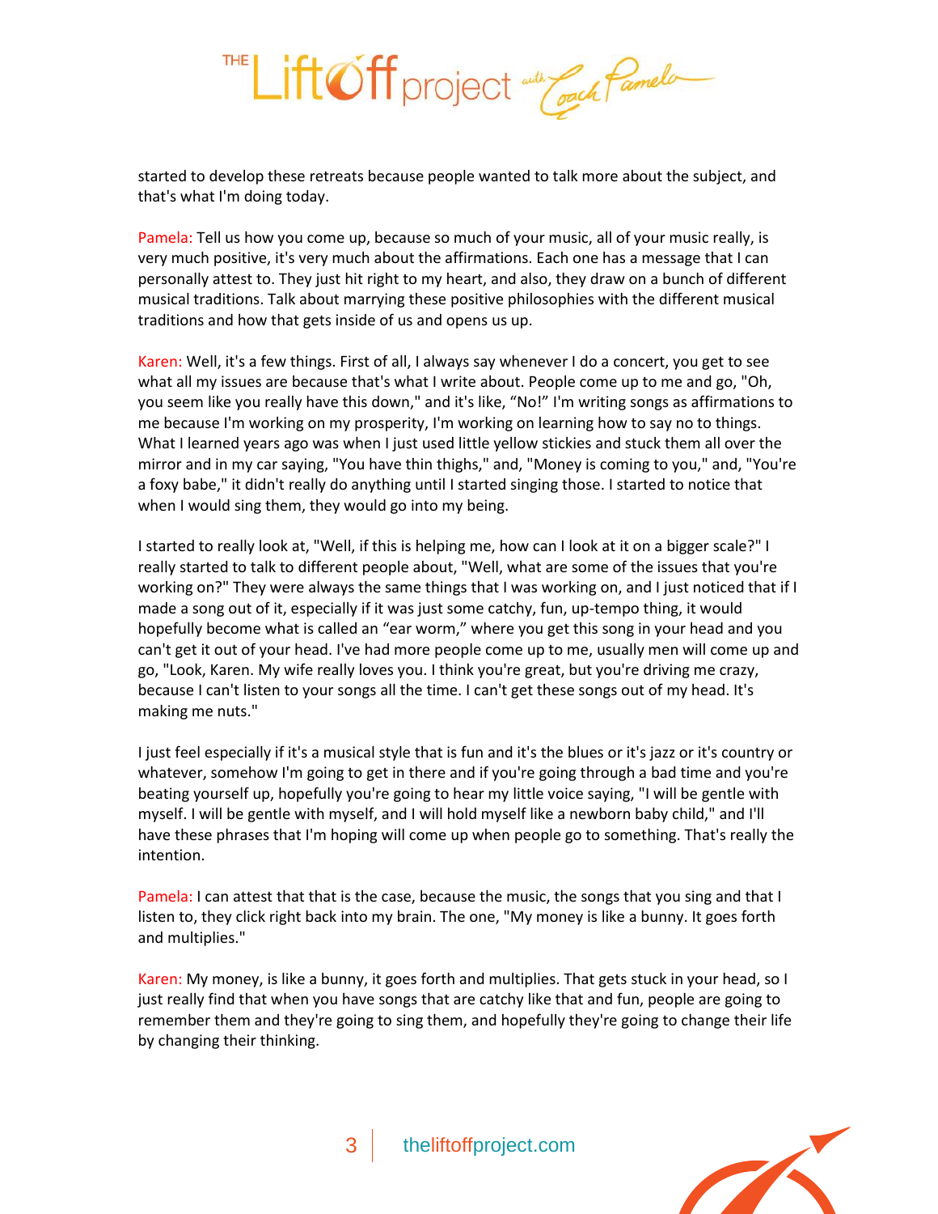started to develop these retreats because people wanted to talk more about the subject, and that's what I'm doing today.

Pamela: Tell us how you come up, because so much of your music, all of your music really, is very much positive, it's very much about the affirmations. Each one has a message that I can personally attest to. They just hit right to my heart, and also, they draw on a bunch of different musical traditions. Talk about marrying these positive philosophies with the different musical traditions and how that gets inside of us and opens us up.

Karen: Well, it's a few things. First of all, I always say whenever I do a concert, you get to see what all my issues are because that's what I write about. People come up to me and go, "Oh, you seem like you really have this down," and it's like, "No!" I'm writing songs as affirmations to me because I'm working on my prosperity, I'm working on learning how to say no to things. What I learned years ago was when I just used little yellow stickies and stuck them all over the mirror and in my car saying, "You have thin thighs," and, "Money is coming to you," and, "You're a foxy babe," it didn't really do anything until I started singing those. I started to notice that when I would sing them, they would go into my being.

I started to really look at, "Well, if this is helping me, how can I look at it on a bigger scale?" I really started to talk to different people about, "Well, what are some of the issues that you're working on?" They were always the same things that I was working on, and I just noticed that if I made a song out of it, especially if it was just some catchy, fun, up-tempo thing, it would hopefully become what is called an "ear worm," where you get this song in your head and you can't get it out of your head. I've had more people come up to me, usually men will come up and go, "Look, Karen. My wife really loves you. I think you're great, but you're driving me crazy, because I can't listen to your songs all the time. I can't get these songs out of my head. It's making me nuts."

I just feel especially if it's a musical style that is fun and it's the blues or it's jazz or it's country or whatever, somehow I'm going to get in there and if you're going through a bad time and you're beating yourself up, hopefully you're going to hear my little voice saying, "I will be gentle with myself. I will be gentle with myself, and I will hold myself like a newborn baby child," and I'll have these phrases that I'm hoping will come up when people go to something. That's really the intention.

Pamela: I can attest that that is the case, because the music, the songs that you sing and that I listen to, they click right back into my brain. The one, "My money is like a bunny. It goes forth and multiplies."

Karen: My money, is like a bunny, it goes forth and multiplies. That gets stuck in your head, so I just really find that when you have songs that are catchy like that and fun, people are going to remember them and they're going to sing them, and hopefully they're going to change their life by changing their thinking.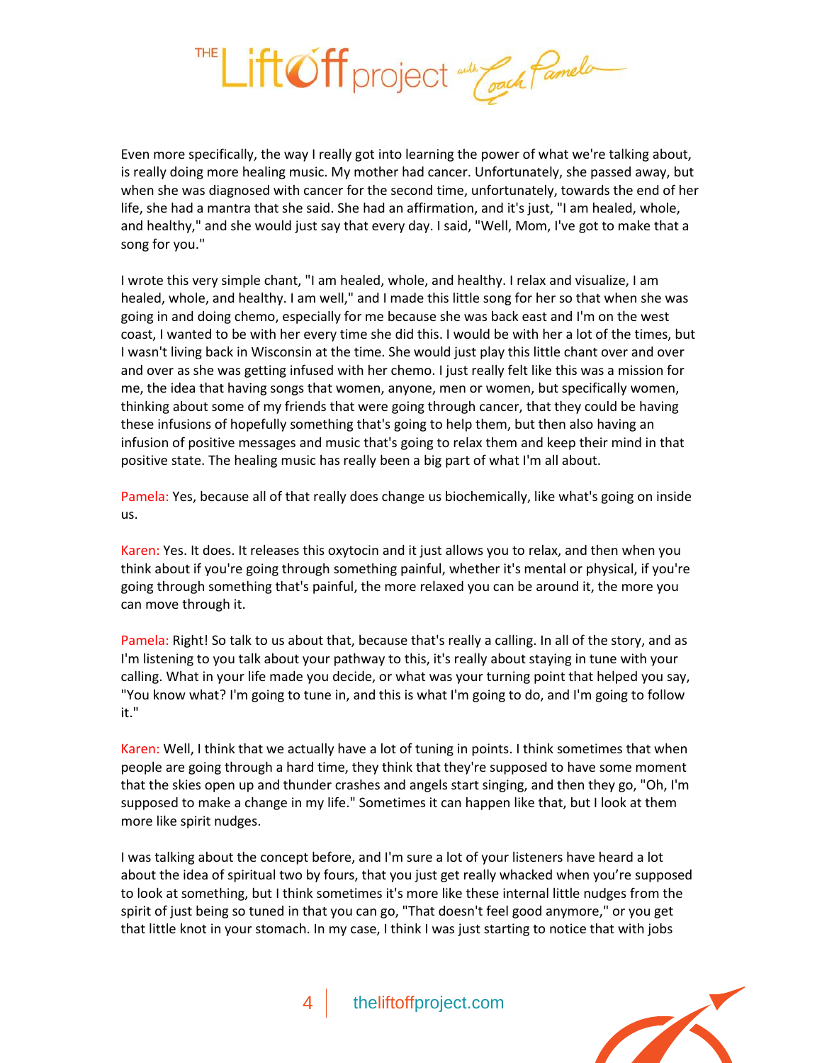Even more specifically, the way I really got into learning the power of what we're talking about, is really doing more healing music. My mother had cancer. Unfortunately, she passed away, but when she was diagnosed with cancer for the second time, unfortunately, towards the end of her life, she had a mantra that she said. She had an affirmation, and it's just, "I am healed, whole, and healthy," and she would just say that every day. I said, "Well, Mom, I've got to make that a song for you."

I wrote this very simple chant, "I am healed, whole, and healthy. I relax and visualize, I am healed, whole, and healthy. I am well," and I made this little song for her so that when she was going in and doing chemo, especially for me because she was back east and I'm on the west coast, I wanted to be with her every time she did this. I would be with her a lot of the times, but I wasn't living back in Wisconsin at the time. She would just play this little chant over and over and over as she was getting infused with her chemo. I just really felt like this was a mission for me, the idea that having songs that women, anyone, men or women, but specifically women, thinking about some of my friends that were going through cancer, that they could be having these infusions of hopefully something that's going to help them, but then also having an infusion of positive messages and music that's going to relax them and keep their mind in that positive state. The healing music has really been a big part of what I'm all about.

Pamela: Yes, because all of that really does change us biochemically, like what's going on inside us.

Karen: Yes. It does. It releases this oxytocin and it just allows you to relax, and then when you think about if you're going through something painful, whether it's mental or physical, if you're going through something that's painful, the more relaxed you can be around it, the more you can move through it.

Pamela: Right! So talk to us about that, because that's really a calling. In all of the story, and as I'm listening to you talk about your pathway to this, it's really about staying in tune with your calling. What in your life made you decide, or what was your turning point that helped you say, "You know what? I'm going to tune in, and this is what I'm going to do, and I'm going to follow it."

Karen: Well, I think that we actually have a lot of tuning in points. I think sometimes that when people are going through a hard time, they think that they're supposed to have some moment that the skies open up and thunder crashes and angels start singing, and then they go, "Oh, I'm supposed to make a change in my life." Sometimes it can happen like that, but I look at them more like spirit nudges.

I was talking about the concept before, and I'm sure a lot of your listeners have heard a lot about the idea of spiritual two by fours, that you just get really whacked when you're supposed to look at something, but I think sometimes it's more like these internal little nudges from the spirit of just being so tuned in that you can go, "That doesn't feel good anymore," or you get that little knot in your stomach. In my case, I think I was just starting to notice that with jobs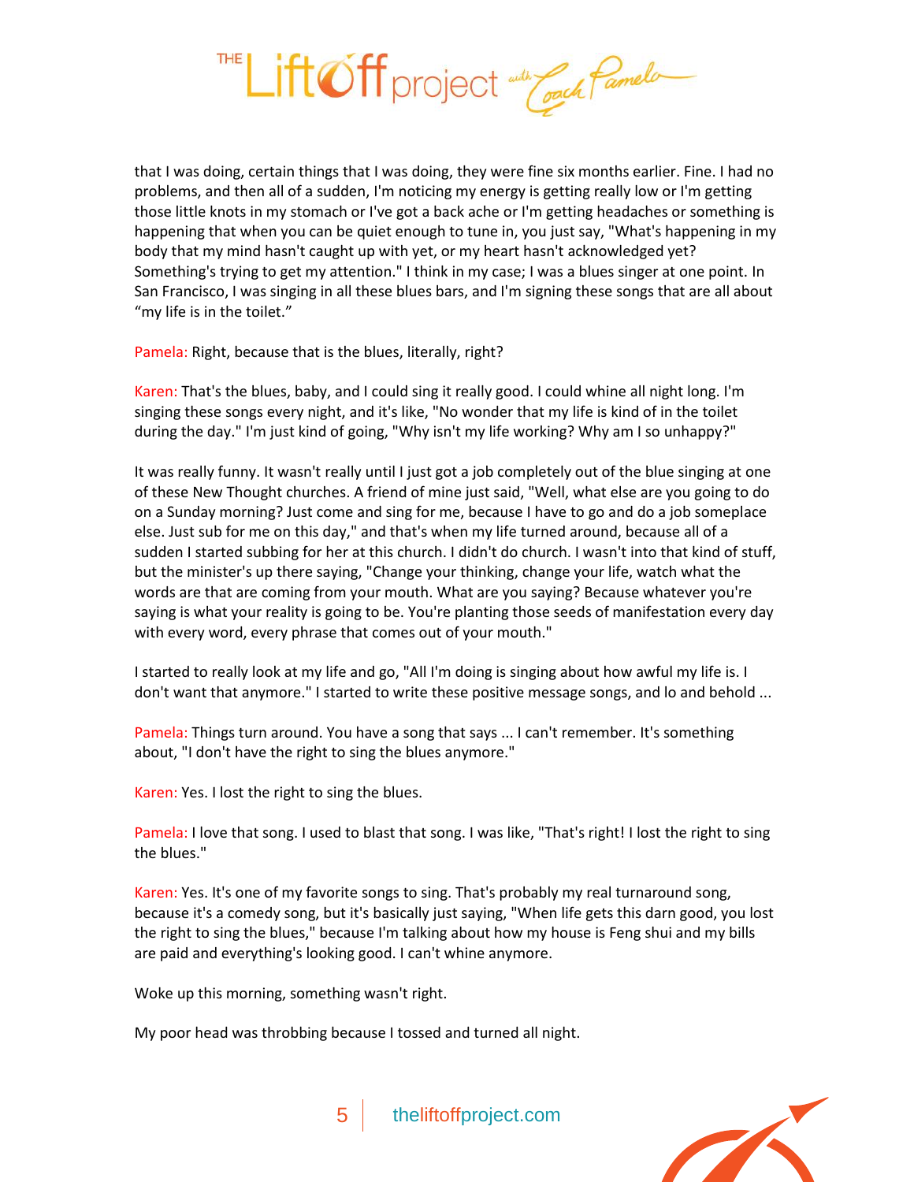that I was doing, certain things that I was doing, they were fine six months earlier. Fine. I had no problems, and then all of a sudden, I'm noticing my energy is getting really low or I'm getting those little knots in my stomach or I've got a back ache or I'm getting headaches or something is happening that when you can be quiet enough to tune in, you just say, "What's happening in my body that my mind hasn't caught up with yet, or my heart hasn't acknowledged yet? Something's trying to get my attention." I think in my case; I was a blues singer at one point. In San Francisco, I was singing in all these blues bars, and I'm signing these songs that are all about "my life is in the toilet."

Pamela: Right, because that is the blues, literally, right?

Karen: That's the blues, baby, and I could sing it really good. I could whine all night long. I'm singing these songs every night, and it's like, "No wonder that my life is kind of in the toilet during the day." I'm just kind of going, "Why isn't my life working? Why am I so unhappy?"

It was really funny. It wasn't really until I just got a job completely out of the blue singing at one of these New Thought churches. A friend of mine just said, "Well, what else are you going to do on a Sunday morning? Just come and sing for me, because I have to go and do a job someplace else. Just sub for me on this day," and that's when my life turned around, because all of a sudden I started subbing for her at this church. I didn't do church. I wasn't into that kind of stuff, but the minister's up there saying, "Change your thinking, change your life, watch what the words are that are coming from your mouth. What are you saying? Because whatever you're saying is what your reality is going to be. You're planting those seeds of manifestation every day with every word, every phrase that comes out of your mouth."

I started to really look at my life and go, "All I'm doing is singing about how awful my life is. I don't want that anymore." I started to write these positive message songs, and lo and behold ...

Pamela: Things turn around. You have a song that says ... I can't remember. It's something about, "I don't have the right to sing the blues anymore."

Karen: Yes. I lost the right to sing the blues.

Pamela: I love that song. I used to blast that song. I was like, "That's right! I lost the right to sing the blues."

Karen: Yes. It's one of my favorite songs to sing. That's probably my real turnaround song, because it's a comedy song, but it's basically just saying, "When life gets this darn good, you lost the right to sing the blues," because I'm talking about how my house is Feng shui and my bills are paid and everything's looking good. I can't whine anymore.

Woke up this morning, something wasn't right.

My poor head was throbbing because I tossed and turned all night.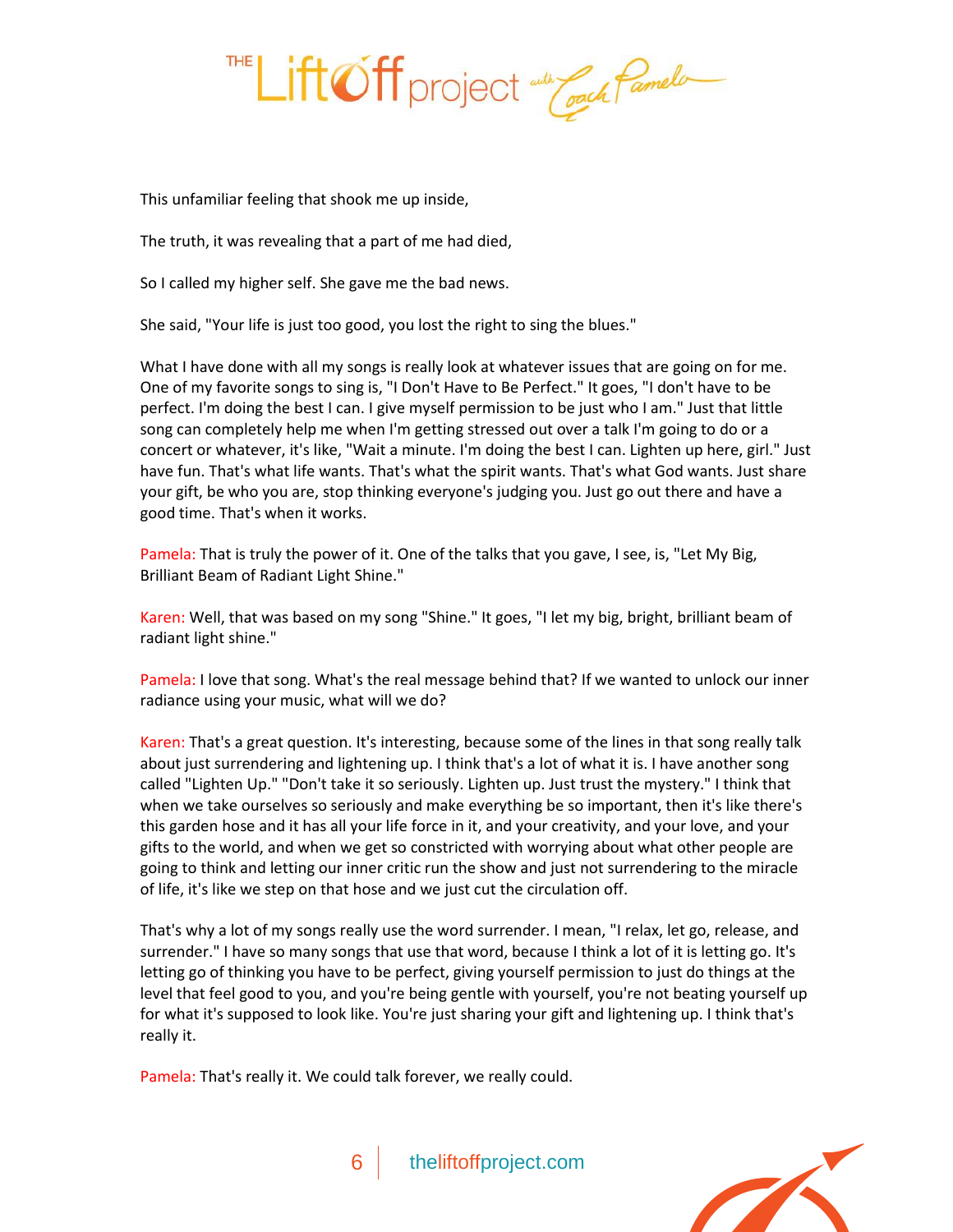This unfamiliar feeling that shook me up inside,

The truth, it was revealing that a part of me had died,

So I called my higher self. She gave me the bad news.

She said, "Your life is just too good, you lost the right to sing the blues."

What I have done with all my songs is really look at whatever issues that are going on for me. One of my favorite songs to sing is, "I Don't Have to Be Perfect." It goes, "I don't have to be perfect. I'm doing the best I can. I give myself permission to be just who I am." Just that little song can completely help me when I'm getting stressed out over a talk I'm going to do or a concert or whatever, it's like, "Wait a minute. I'm doing the best I can. Lighten up here, girl." Just have fun. That's what life wants. That's what the spirit wants. That's what God wants. Just share your gift, be who you are, stop thinking everyone's judging you. Just go out there and have a good time. That's when it works.

Pamela: That is truly the power of it. One of the talks that you gave, I see, is, "Let My Big, Brilliant Beam of Radiant Light Shine."

Karen: Well, that was based on my song "Shine." It goes, "I let my big, bright, brilliant beam of radiant light shine."

Pamela: I love that song. What's the real message behind that? If we wanted to unlock our inner radiance using your music, what will we do?

Karen: That's a great question. It's interesting, because some of the lines in that song really talk about just surrendering and lightening up. I think that's a lot of what it is. I have another song called "Lighten Up." "Don't take it so seriously. Lighten up. Just trust the mystery." I think that when we take ourselves so seriously and make everything be so important, then it's like there's this garden hose and it has all your life force in it, and your creativity, and your love, and your gifts to the world, and when we get so constricted with worrying about what other people are going to think and letting our inner critic run the show and just not surrendering to the miracle of life, it's like we step on that hose and we just cut the circulation off.

That's why a lot of my songs really use the word surrender. I mean, "I relax, let go, release, and surrender." I have so many songs that use that word, because I think a lot of it is letting go. It's letting go of thinking you have to be perfect, giving yourself permission to just do things at the level that feel good to you, and you're being gentle with yourself, you're not beating yourself up for what it's supposed to look like. You're just sharing your gift and lightening up. I think that's really it.

Pamela: That's really it. We could talk forever, we really could.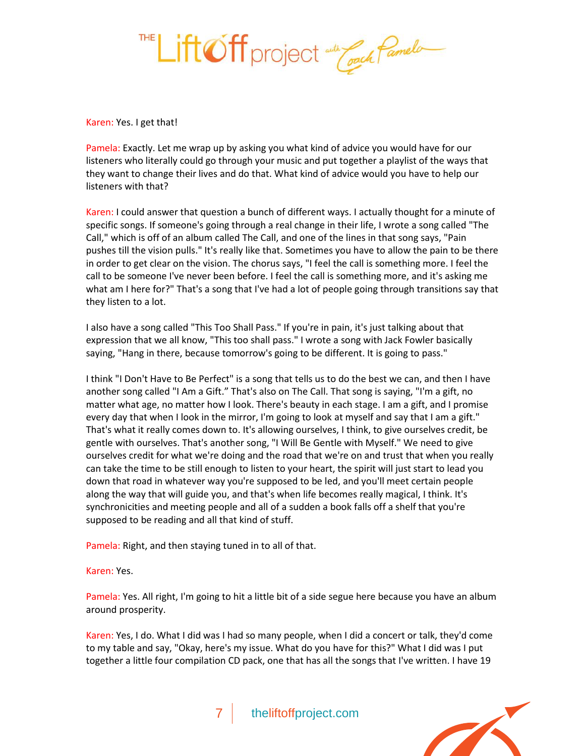Karen: Yes. I get that!

Pamela: Exactly. Let me wrap up by asking you what kind of advice you would have for our listeners who literally could go through your music and put together a playlist of the ways that they want to change their lives and do that. What kind of advice would you have to help our listeners with that?

Karen: I could answer that question a bunch of different ways. I actually thought for a minute of specific songs. If someone's going through a real change in their life, I wrote a song called "The Call," which is off of an album called The Call, and one of the lines in that song says, "Pain pushes till the vision pulls." It's really like that. Sometimes you have to allow the pain to be there in order to get clear on the vision. The chorus says, "I feel the call is something more. I feel the call to be someone I've never been before. I feel the call is something more, and it's asking me what am I here for?" That's a song that I've had a lot of people going through transitions say that they listen to a lot.

I also have a song called "This Too Shall Pass." If you're in pain, it's just talking about that expression that we all know, "This too shall pass." I wrote a song with Jack Fowler basically saying, "Hang in there, because tomorrow's going to be different. It is going to pass."

I think "I Don't Have to Be Perfect" is a song that tells us to do the best we can, and then I have another song called "I Am a Gift." That's also on The Call. That song is saying, "I'm a gift, no matter what age, no matter how I look. There's beauty in each stage. I am a gift, and I promise every day that when I look in the mirror, I'm going to look at myself and say that I am a gift." That's what it really comes down to. It's allowing ourselves, I think, to give ourselves credit, be gentle with ourselves. That's another song, "I Will Be Gentle with Myself." We need to give ourselves credit for what we're doing and the road that we're on and trust that when you really can take the time to be still enough to listen to your heart, the spirit will just start to lead you down that road in whatever way you're supposed to be led, and you'll meet certain people along the way that will guide you, and that's when life becomes really magical, I think. It's synchronicities and meeting people and all of a sudden a book falls off a shelf that you're supposed to be reading and all that kind of stuff.

Pamela: Right, and then staying tuned in to all of that.

Karen: Yes.

Pamela: Yes. All right, I'm going to hit a little bit of a side segue here because you have an album around prosperity.

Karen: Yes, I do. What I did was I had so many people, when I did a concert or talk, they'd come to my table and say, "Okay, here's my issue. What do you have for this?" What I did was I put together a little four compilation CD pack, one that has all the songs that I've written. I have 19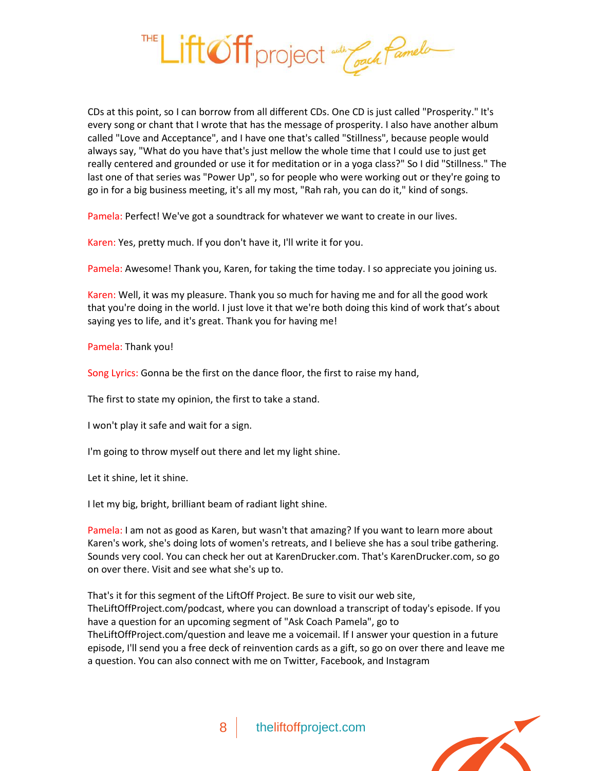CDs at this point, so I can borrow from all different CDs. One CD is just called "Prosperity." It's every song or chant that I wrote that has the message of prosperity. I also have another album called "Love and Acceptance", and I have one that's called "Stillness", because people would always say, "What do you have that's just mellow the whole time that I could use to just get really centered and grounded or use it for meditation or in a yoga class?" So I did "Stillness." The last one of that series was "Power Up", so for people who were working out or they're going to go in for a big business meeting, it's all my most, "Rah rah, you can do it," kind of songs.

Pamela: Perfect! We've got a soundtrack for whatever we want to create in our lives.

Karen: Yes, pretty much. If you don't have it, I'll write it for you.

Pamela: Awesome! Thank you, Karen, for taking the time today. I so appreciate you joining us.

Karen: Well, it was my pleasure. Thank you so much for having me and for all the good work that you're doing in the world. I just love it that we're both doing this kind of work that's about saying yes to life, and it's great. Thank you for having me!

Pamela: Thank you!

Song Lyrics: Gonna be the first on the dance floor, the first to raise my hand,

The first to state my opinion, the first to take a stand.

I won't play it safe and wait for a sign.

I'm going to throw myself out there and let my light shine.

Let it shine, let it shine.

I let my big, bright, brilliant beam of radiant light shine.

Pamela: I am not as good as Karen, but wasn't that amazing? If you want to learn more about Karen's work, she's doing lots of women's retreats, and I believe she has a soul tribe gathering. Sounds very cool. You can check her out at KarenDrucker.com. That's KarenDrucker.com, so go on over there. Visit and see what she's up to.

That's it for this segment of the LiftOff Project. Be sure to visit our web site, TheLiftOffProject.com/podcast, where you can download a transcript of today's episode. If you have a question for an upcoming segment of "Ask Coach Pamela", go to TheLiftOffProject.com/question and leave me a voicemail. If I answer your question in a future episode, I'll send you a free deck of reinvention cards as a gift, so go on over there and leave me a question. You can also connect with me on Twitter, Facebook, and Instagram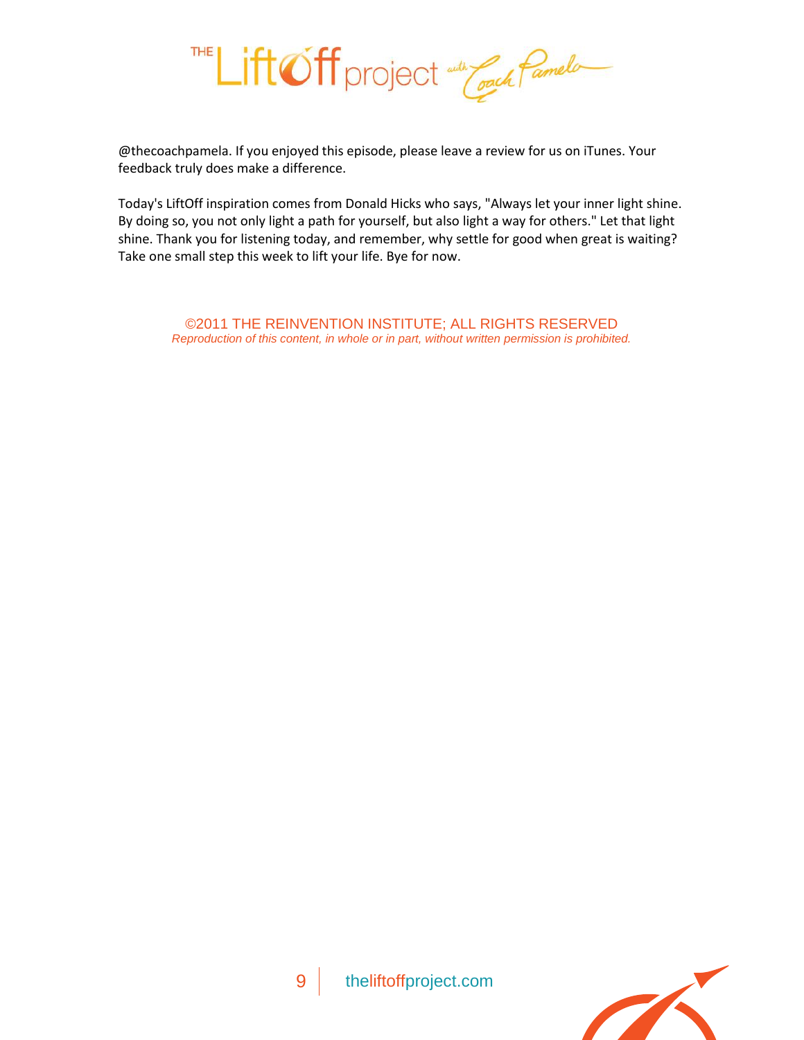@thecoachpamela. If you enjoyed this episode, please leave a review for us on iTunes. Your feedback truly does make a difference.

Today's LiftOff inspiration comes from Donald Hicks who says, "Always let your inner light shine. By doing so, you not only light a path for yourself, but also light a way for others." Let that light shine. Thank you for listening today, and remember, why settle for good when great is waiting? Take one small step this week to lift your life. Bye for now.

©2011 THE REINVENTION INSTITUTE; ALL RIGHTS RESERVED

*Reproduction of this content, in whole or in part, without written permission is prohibited.*